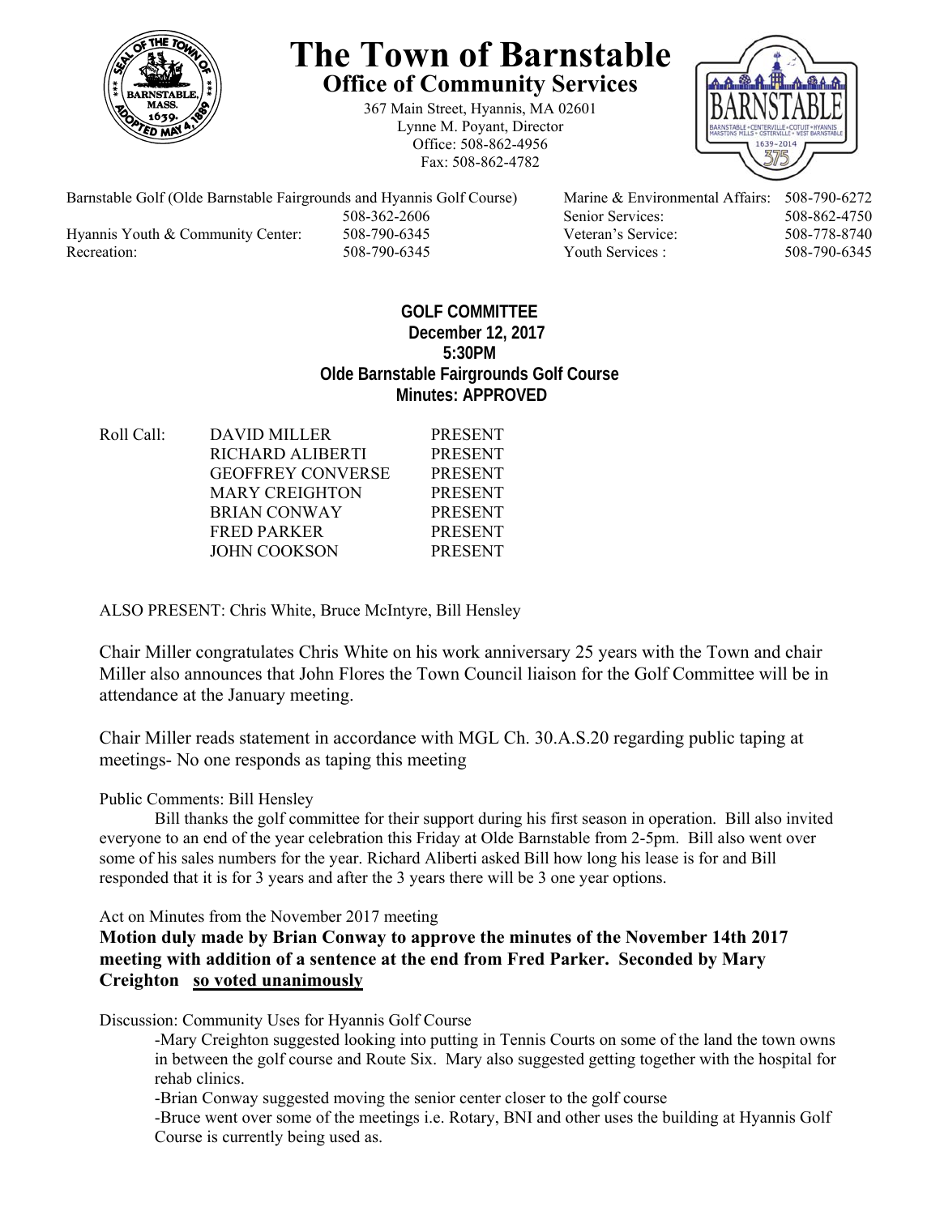# The Town of Barnstable

## Office of Community Services

367 Main Street, Hyannis, MA 02601
Lynne M. Poyant, Director
Office: 508-862-4956
Fax: 508-862-4782

| | | | |
|---|---|---|---|
| Barnstable Golf (Olde Barnstable Fairgrounds and Hyannis Golf Course) | 508-362-2606 | Marine & Environmental Affairs: | 508-790-6272 |
| | | Senior Services: | 508-862-4750 |
| Hyannis Youth & Community Center: | 508-790-6345 | Veteran's Service: | 508-778-8740 |
| Recreation: | 508-790-6345 | Youth Services : | 508-790-6345 |

**GOLF COMMITTEE**
**December 12, 2017**
**5:30PM**
**Olde Barnstable Fairgrounds Golf Course**
**Minutes: APPROVED**

| Roll Call: | | |
|---|---|---|
| | DAVID MILLER | PRESENT |
| | RICHARD ALIBERTI | PRESENT |
| | GEOFFREY CONVERSE | PRESENT |
| | MARY CREIGHTON | PRESENT |
| | BRIAN CONWAY | PRESENT |
| | FRED PARKER | PRESENT |
| | JOHN COOKSON | PRESENT |

ALSO PRESENT: Chris White, Bruce McIntyre, Bill Hensley

Chair Miller congratulates Chris White on his work anniversary 25 years with the Town and chair Miller also announces that John Flores the Town Council liaison for the Golf Committee will be in attendance at the January meeting.

Chair Miller reads statement in accordance with MGL Ch. 30.A.S.20 regarding public taping at meetings- No one responds as taping this meeting

Public Comments: Bill Hensley

Bill thanks the golf committee for their support during his first season in operation. Bill also invited everyone to an end of the year celebration this Friday at Olde Barnstable from 2-5pm. Bill also went over some of his sales numbers for the year. Richard Aliberti asked Bill how long his lease is for and Bill responded that it is for 3 years and after the 3 years there will be 3 one year options.

Act on Minutes from the November 2017 meeting

**Motion duly made by Brian Conway to approve the minutes of the November 14th 2017 meeting with addition of a sentence at the end from Fred Parker. Seconded by Mary Creighton <u>so voted unanimously</u>**

Discussion: Community Uses for Hyannis Golf Course

-Mary Creighton suggested looking into putting in Tennis Courts on some of the land the town owns in between the golf course and Route Six. Mary also suggested getting together with the hospital for rehab clinics.

-Brian Conway suggested moving the senior center closer to the golf course

-Bruce went over some of the meetings i.e. Rotary, BNI and other uses the building at Hyannis Golf Course is currently being used as.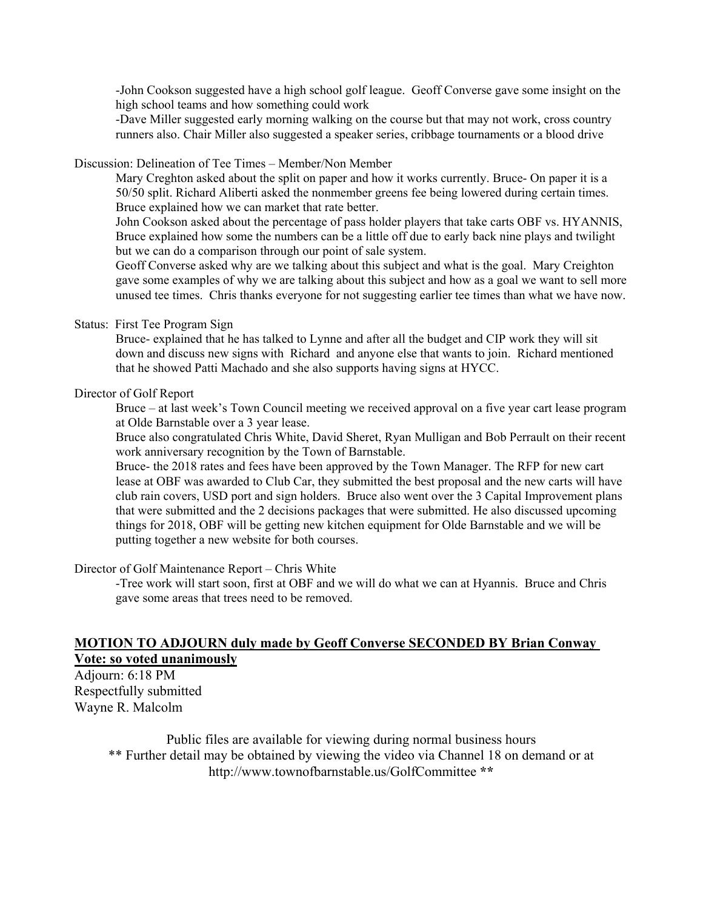-John Cookson suggested have a high school golf league. Geoff Converse gave some insight on the high school teams and how something could work

-Dave Miller suggested early morning walking on the course but that may not work, cross country runners also. Chair Miller also suggested a speaker series, cribbage tournaments or a blood drive

Discussion: Delineation of Tee Times – Member/Non Member

Mary Creghton asked about the split on paper and how it works currently. Bruce- On paper it is a 50/50 split. Richard Aliberti asked the nonmember greens fee being lowered during certain times. Bruce explained how we can market that rate better.

John Cookson asked about the percentage of pass holder players that take carts OBF vs. HYANNIS, Bruce explained how some the numbers can be a little off due to early back nine plays and twilight but we can do a comparison through our point of sale system.

Geoff Converse asked why are we talking about this subject and what is the goal. Mary Creighton gave some examples of why we are talking about this subject and how as a goal we want to sell more unused tee times. Chris thanks everyone for not suggesting earlier tee times than what we have now.

Status: First Tee Program Sign

Bruce- explained that he has talked to Lynne and after all the budget and CIP work they will sit down and discuss new signs with Richard and anyone else that wants to join. Richard mentioned that he showed Patti Machado and she also supports having signs at HYCC.

Director of Golf Report

Bruce – at last week's Town Council meeting we received approval on a five year cart lease program at Olde Barnstable over a 3 year lease.

Bruce also congratulated Chris White, David Sheret, Ryan Mulligan and Bob Perrault on their recent work anniversary recognition by the Town of Barnstable.

Bruce- the 2018 rates and fees have been approved by the Town Manager. The RFP for new cart lease at OBF was awarded to Club Car, they submitted the best proposal and the new carts will have club rain covers, USD port and sign holders. Bruce also went over the 3 Capital Improvement plans that were submitted and the 2 decisions packages that were submitted. He also discussed upcoming things for 2018, OBF will be getting new kitchen equipment for Olde Barnstable and we will be putting together a new website for both courses.

Director of Golf Maintenance Report – Chris White

-Tree work will start soon, first at OBF and we will do what we can at Hyannis. Bruce and Chris gave some areas that trees need to be removed.

**MOTION TO ADJOURN duly made by Geoff Converse SECONDED BY Brian Conway**
**Vote: so voted unanimously**

Adjourn: 6:18 PM
Respectfully submitted
Wayne R. Malcolm

Public files are available for viewing during normal business hours
\*\* Further detail may be obtained by viewing the video via Channel 18 on demand or at http://www.townofbarnstable.us/GolfCommittee \*\*